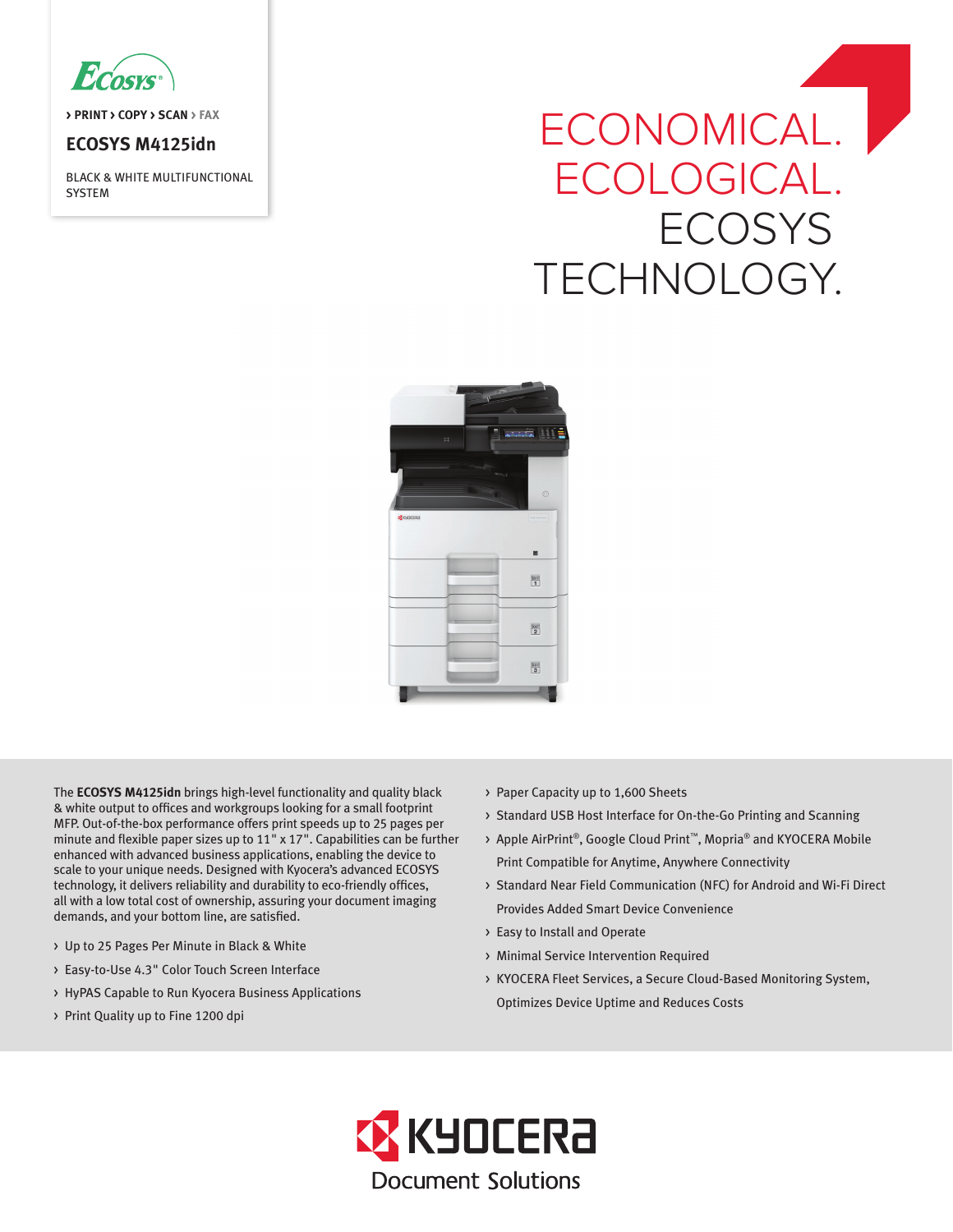Ecosys

› PRINT › COPY › SCAN › FAX

# ECOSYS M4125idn

BLACK & WHITE MULTIFUNCTIONAL SYSTEM

## ECONOMICAL. ECOLOGICAL. ECOSYS TECHNOLOGY.

The **ECOSYS M4125idn** brings high-level functionality and quality black & white output to offices and workgroups looking for a small footprint MFP. Out-of-the-box performance offers print speeds up to 25 pages per minute and flexible paper sizes up to 11" x 17". Capabilities can be further enhanced with advanced business applications, enabling the device to scale to your unique needs. Designed with Kyocera's advanced ECOSYS technology, it delivers reliability and durability to eco-friendly offices, all with a low total cost of ownership, assuring your document imaging demands, and your bottom line, are satisfied.

- Up to 25 Pages Per Minute in Black & White
- Easy-to-Use 4.3" Color Touch Screen Interface
- HyPAS Capable to Run Kyocera Business Applications
- Print Quality up to Fine 1200 dpi
- Paper Capacity up to 1,600 Sheets
- Standard USB Host Interface for On-the-Go Printing and Scanning
- Apple AirPrint®, Google Cloud Print™, Mopria® and KYOCERA Mobile Print Compatible for Anytime, Anywhere Connectivity
- Standard Near Field Communication (NFC) for Android and Wi-Fi Direct Provides Added Smart Device Convenience
- Easy to Install and Operate
- Minimal Service Intervention Required
- KYOCERA Fleet Services, a Secure Cloud-Based Monitoring System, Optimizes Device Uptime and Reduces Costs

KYOCERA Document Solutions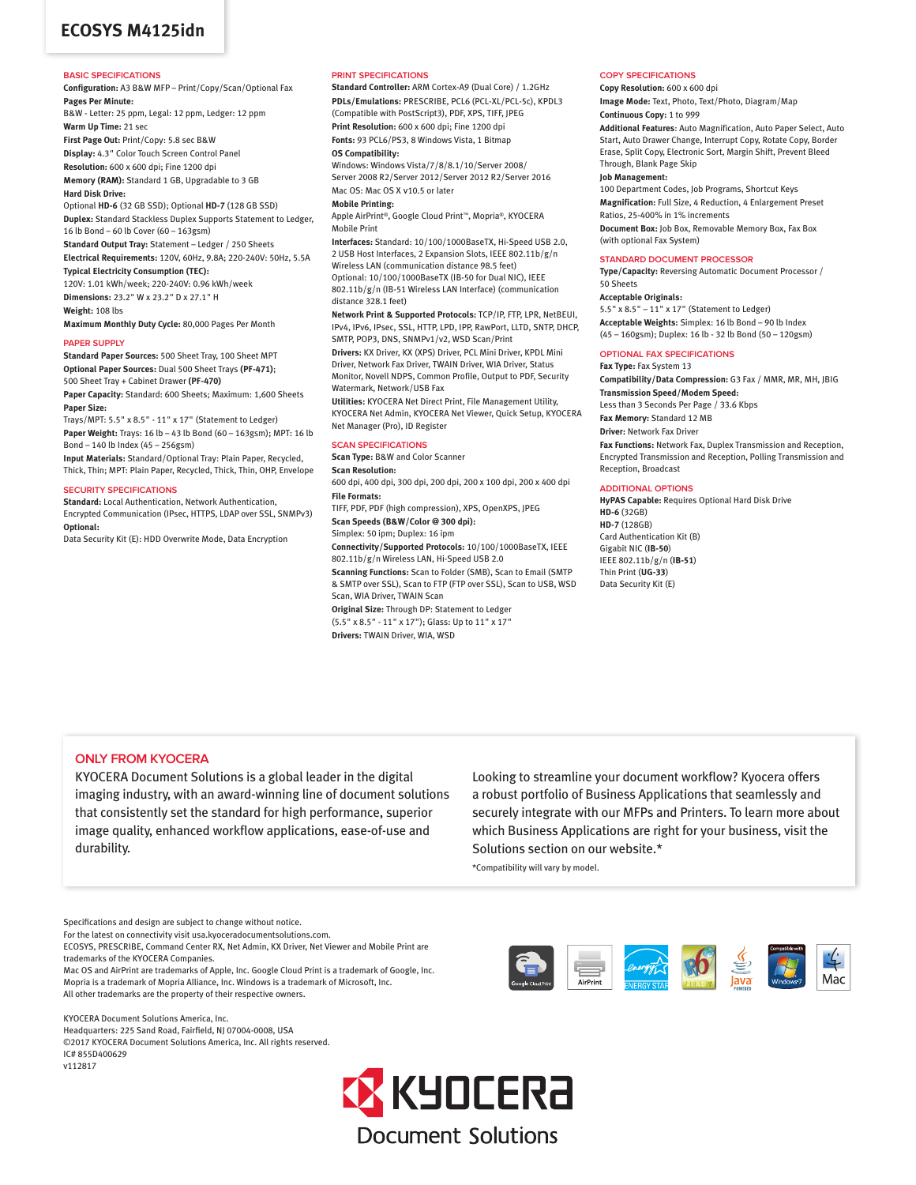# ECOSYS M4125idn

## BASIC SPECIFICATIONS

**Configuration:** A3 B&W MFP – Print/Copy/Scan/Optional Fax

**Pages Per Minute:**
B&W - Letter: 25 ppm, Legal: 12 ppm, Ledger: 12 ppm

**Warm Up Time:** 21 sec

**First Page Out:** Print/Copy: 5.8 sec B&W

**Display:** 4.3" Color Touch Screen Control Panel

**Resolution:** 600 x 600 dpi; Fine 1200 dpi

**Memory (RAM):** Standard 1 GB, Upgradable to 3 GB

**Hard Disk Drive:**
Optional **HD-6** (32 GB SSD); Optional **HD-7** (128 GB SSD)

**Duplex:** Standard Stackless Duplex Supports Statement to Ledger, 16 lb Bond – 60 lb Cover (60 – 163gsm)

**Standard Output Tray:** Statement – Ledger / 250 Sheets

**Electrical Requirements:** 120V, 60Hz, 9.8A; 220-240V: 50Hz, 5.5A

**Typical Electricity Consumption (TEC):**
120V: 1.01 kWh/week; 220-240V: 0.96 kWh/week

**Dimensions:** 23.2" W x 23.2" D x 27.1" H

**Weight:** 108 lbs

**Maximum Monthly Duty Cycle:** 80,000 Pages Per Month

## PAPER SUPPLY

**Standard Paper Sources:** 500 Sheet Tray, 100 Sheet MPT

**Optional Paper Sources:** Dual 500 Sheet Trays **(PF-471)**; 500 Sheet Tray + Cabinet Drawer **(PF-470)**

**Paper Capacity:** Standard: 600 Sheets; Maximum: 1,600 Sheets

**Paper Size:**
Trays/MPT: 5.5" x 8.5" - 11" x 17" (Statement to Ledger)

**Paper Weight:** Trays: 16 lb – 43 lb Bond (60 – 163gsm); MPT: 16 lb Bond – 140 lb Index (45 – 256gsm)

**Input Materials:** Standard/Optional Tray: Plain Paper, Recycled, Thick, Thin; MPT: Plain Paper, Recycled, Thick, Thin, OHP, Envelope

## SECURITY SPECIFICATIONS

**Standard:** Local Authentication, Network Authentication, Encrypted Communication (IPsec, HTTPS, LDAP over SSL, SNMPv3)

**Optional:**
Data Security Kit (E): HDD Overwrite Mode, Data Encryption

## PRINT SPECIFICATIONS

**Standard Controller:** ARM Cortex-A9 (Dual Core) / 1.2GHz

**PDLs/Emulations:** PRESCRIBE, PCL6 (PCL-XL/PCL-5c), KPDL3 (Compatible with PostScript3), PDF, XPS, TIFF, JPEG

**Print Resolution:** 600 x 600 dpi; Fine 1200 dpi

**Fonts:** 93 PCL6/PS3, 8 Windows Vista, 1 Bitmap

**OS Compatibility:**
Windows: Windows Vista/7/8/8.1/10/Server 2008/Server 2008 R2/Server 2012/Server 2012 R2/Server 2016
Mac OS: Mac OS X v10.5 or later

**Mobile Printing:**
Apple AirPrint®, Google Cloud Print™, Mopria®, KYOCERA Mobile Print

**Interfaces:** Standard: 10/100/1000BaseTX, Hi-Speed USB 2.0, 2 USB Host Interfaces, 2 Expansion Slots, IEEE 802.11b/g/n Wireless LAN (communication distance 98.5 feet)
Optional: 10/100/1000BaseTX (IB-50 for Dual NIC), IEEE 802.11b/g/n (IB-51 Wireless LAN Interface) (communication distance 328.1 feet)

**Network Print & Supported Protocols:** TCP/IP, FTP, LPR, NetBEUI, IPv4, IPv6, IPSec, SSL, HTTP, LPD, IPP, RawPort, LLTD, SNTP, DHCP, SMTP, POP3, DNS, SNMPv1/v2, WSD Scan/Print

**Drivers:** KX Driver, KX (XPS) Driver, PCL Mini Driver, KPDL Mini Driver, Network Fax Driver, TWAIN Driver, WIA Driver, Status Monitor, Novell NDPS, Common Profile, Output to PDF, Security Watermark, Network/USB Fax

**Utilities:** KYOCERA Net Direct Print, File Management Utility, KYOCERA Net Admin, KYOCERA Net Viewer, Quick Setup, KYOCERA Net Manager (Pro), ID Register

## SCAN SPECIFICATIONS

**Scan Type:** B&W and Color Scanner

**Scan Resolution:**
600 dpi, 400 dpi, 300 dpi, 200 dpi, 200 x 100 dpi, 200 x 400 dpi

**File Formats:**
TIFF, PDF, PDF (high compression), XPS, OpenXPS, JPEG

**Scan Speeds (B&W/Color @ 300 dpi):**
Simplex: 50 ipm; Duplex: 16 ipm

**Connectivity/Supported Protocols:** 10/100/1000BaseTX, IEEE 802.11b/g/n Wireless LAN, Hi-Speed USB 2.0

**Scanning Functions:** Scan to Folder (SMB), Scan to Email (SMTP & SMTP over SSL), Scan to FTP (FTP over SSL), Scan to USB, WSD Scan, WIA Driver, TWAIN Scan

**Original Size:** Through DP: Statement to Ledger (5.5" x 8.5" - 11" x 17"); Glass: Up to 11" x 17"

**Drivers:** TWAIN Driver, WIA, WSD

## COPY SPECIFICATIONS

**Copy Resolution:** 600 x 600 dpi

**Image Mode:** Text, Photo, Text/Photo, Diagram/Map

**Continuous Copy:** 1 to 999

**Additional Features:** Auto Magnification, Auto Paper Select, Auto Start, Auto Drawer Change, Interrupt Copy, Rotate Copy, Border Erase, Split Copy, Electronic Sort, Margin Shift, Prevent Bleed Through, Blank Page Skip

**Job Management:**
100 Department Codes, Job Programs, Shortcut Keys

**Magnification:** Full Size, 4 Reduction, 4 Enlargement Preset Ratios, 25-400% in 1% increments

**Document Box:** Job Box, Removable Memory Box, Fax Box (with optional Fax System)

## STANDARD DOCUMENT PROCESSOR

**Type/Capacity:** Reversing Automatic Document Processor / 50 Sheets

**Acceptable Originals:**
5.5" x 8.5" – 11" x 17" (Statement to Ledger)

**Acceptable Weights:** Simplex: 16 lb Bond – 90 lb Index (45 – 160gsm); Duplex: 16 lb - 32 lb Bond (50 – 120gsm)

## OPTIONAL FAX SPECIFICATIONS

**Fax Type:** Fax System 13

**Compatibility/Data Compression:** G3 Fax / MMR, MR, MH, JBIG

**Transmission Speed/Modem Speed:**
Less than 3 Seconds Per Page / 33.6 Kbps

**Fax Memory:** Standard 12 MB

**Driver:** Network Fax Driver

**Fax Functions:** Network Fax, Duplex Transmission and Reception, Encrypted Transmission and Reception, Polling Transmission and Reception, Broadcast

## ADDITIONAL OPTIONS

**HyPAS Capable:** Requires Optional Hard Disk Drive
**HD-6** (32GB)
**HD-7** (128GB)
Card Authentication Kit (B)
Gigabit NIC (**IB-50**)
IEEE 802.11b/g/n (**IB-51**)
Thin Print (**UG-33**)
Data Security Kit (E)

## ONLY FROM KYOCERA

KYOCERA Document Solutions is a global leader in the digital imaging industry, with an award-winning line of document solutions that consistently set the standard for high performance, superior image quality, enhanced workflow applications, ease-of-use and durability.

Looking to streamline your document workflow? Kyocera offers a robust portfolio of Business Applications that seamlessly and securely integrate with our MFPs and Printers. To learn more about which Business Applications are right for your business, visit the Solutions section on our website.*

*Compatibility will vary by model.

Specifications and design are subject to change without notice.
For the latest on connectivity visit usa.kyoceradocumentsolutions.com.
ECOSYS, PRESCRIBE, Command Center RX, Net Admin, KX Driver, Net Viewer and Mobile Print are trademarks of the KYOCERA Companies.
Mac OS and AirPrint are trademarks of Apple, Inc. Google Cloud Print is a trademark of Google, Inc.
Mopria is a trademark of Mopria Alliance, Inc. Windows is a trademark of Microsoft, Inc.
All other trademarks are the property of their respective owners.

KYOCERA Document Solutions America, Inc.
Headquarters: 225 Sand Road, Fairfield, NJ 07004-0008, USA
©2017 KYOCERA Document Solutions America, Inc. All rights reserved.
IC# 855D400629
v112817

KYOCERA Document Solutions